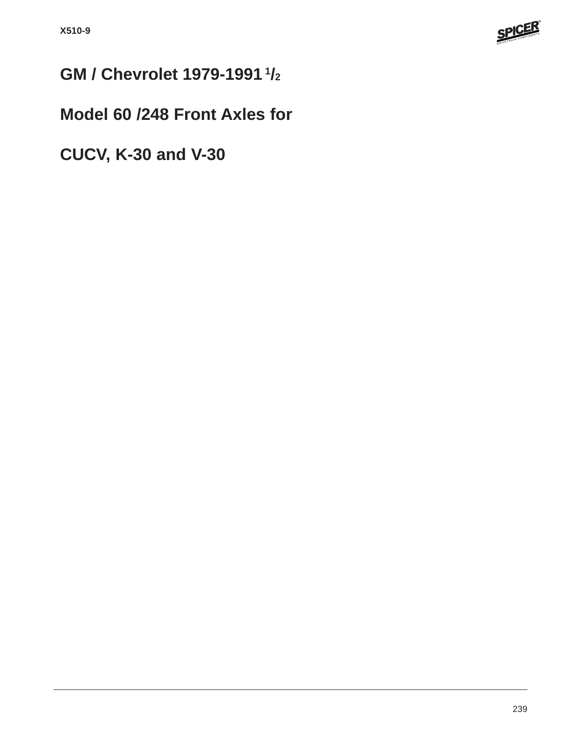# GM / Chevrolet 1979-1991 1/2

# Model 60 /248 Front Axles for

# CUCV, K-30 and V-30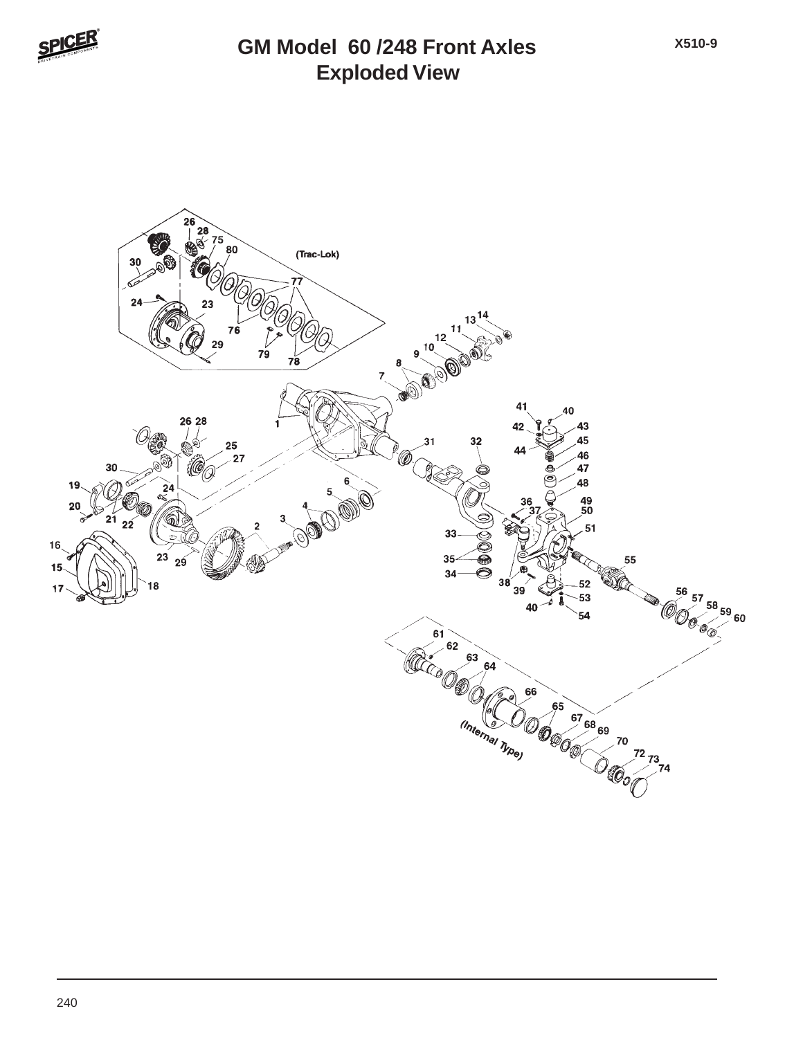# GM Model 60 /248 Front Axles
## Exploded View

X510-9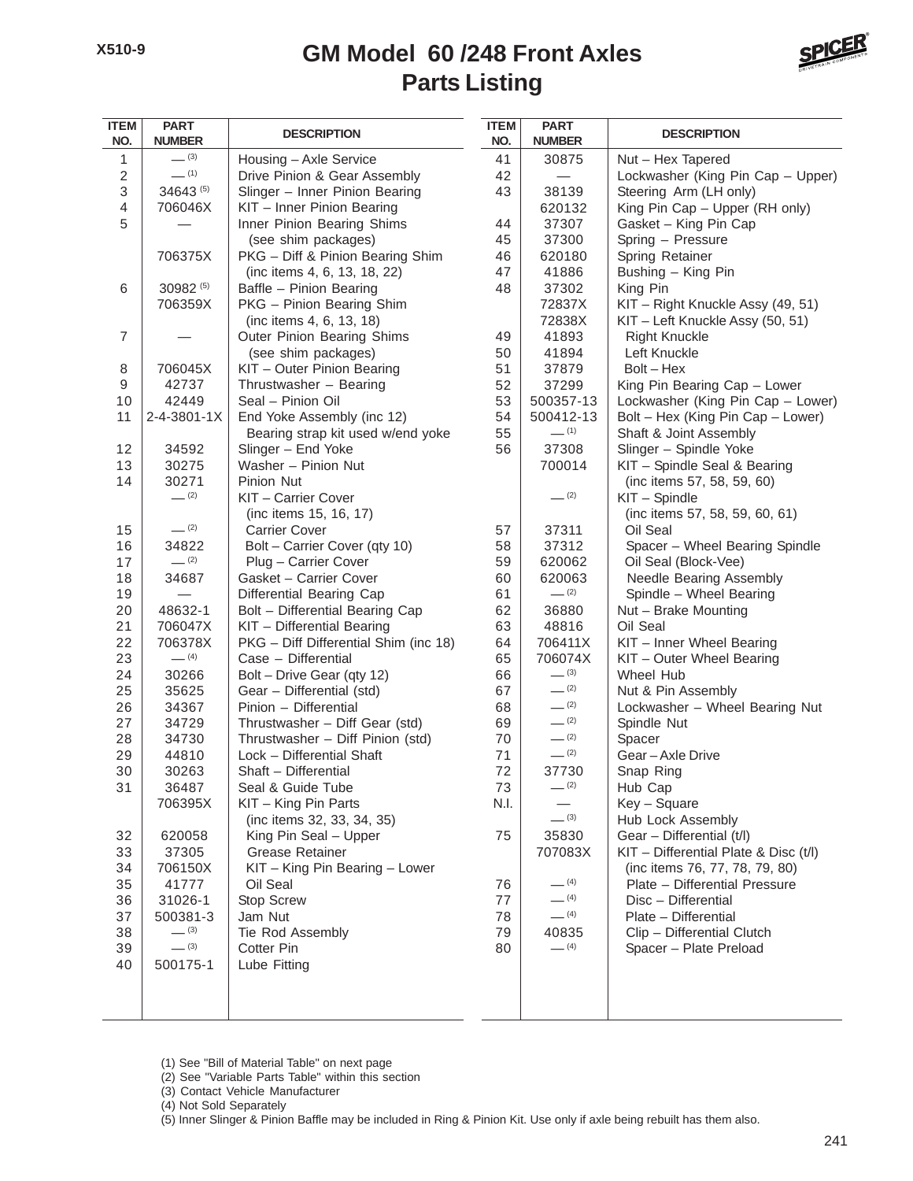# GM Model 60 /248 Front Axles
## Parts Listing

| ITEM NO. | PART NUMBER | DESCRIPTION |
|---|---|---|
| 1 | — (3) | Housing – Axle Service |
| 2 | — (1) | Drive Pinion & Gear Assembly |
| 3 | 34643 (5) | Slinger – Inner Pinion Bearing |
| 4 | 706046X | KIT – Inner Pinion Bearing |
| 5 | — | Inner Pinion Bearing Shims (see shim packages) |
| | 706375X | PKG – Diff & Pinion Bearing Shim (inc items 4, 6, 13, 18, 22) |
| 6 | 30982 (5) | Baffle – Pinion Bearing |
| | 706359X | PKG – Pinion Bearing Shim (inc items 4, 6, 13, 18) |
| 7 | — | Outer Pinion Bearing Shims (see shim packages) |
| 8 | 706045X | KIT – Outer Pinion Bearing |
| 9 | 42737 | Thrustwasher – Bearing |
| 10 | 42449 | Seal – Pinion Oil |
| 11 | 2-4-3801-1X | End Yoke Assembly (inc 12) Bearing strap kit used w/end yoke |
| 12 | 34592 | Slinger – End Yoke |
| 13 | 30275 | Washer – Pinion Nut |
| 14 | 30271 | Pinion Nut |
| | — (2) | KIT – Carrier Cover (inc items 15, 16, 17) |
| 15 | — (2) | Carrier Cover |
| 16 | 34822 | Bolt – Carrier Cover (qty 10) |
| 17 | — (2) | Plug – Carrier Cover |
| 18 | 34687 | Gasket – Carrier Cover |
| 19 | — | Differential Bearing Cap |
| 20 | 48632-1 | Bolt – Differential Bearing Cap |
| 21 | 706047X | KIT – Differential Bearing |
| 22 | 706378X | PKG – Diff Differential Shim (inc 18) |
| 23 | — (4) | Case – Differential |
| 24 | 30266 | Bolt – Drive Gear (qty 12) |
| 25 | 35625 | Gear – Differential (std) |
| 26 | 34367 | Pinion – Differential |
| 27 | 34729 | Thrustwasher – Diff Gear (std) |
| 28 | 34730 | Thrustwasher – Diff Pinion (std) |
| 29 | 44810 | Lock – Differential Shaft |
| 30 | 30263 | Shaft – Differential |
| 31 | 36487 | Seal & Guide Tube |
| | 706395X | KIT – King Pin Parts (inc items 32, 33, 34, 35) |
| 32 | 620058 | King Pin Seal – Upper |
| 33 | 37305 | Grease Retainer |
| 34 | 706150X | KIT – King Pin Bearing – Lower |
| 35 | 41777 | Oil Seal |
| 36 | 31026-1 | Stop Screw |
| 37 | 500381-3 | Jam Nut |
| 38 | — (3) | Tie Rod Assembly |
| 39 | — (3) | Cotter Pin |
| 40 | 500175-1 | Lube Fitting |
| 41 | 30875 | Nut – Hex Tapered |
| 42 | — | Lockwasher (King Pin Cap – Upper) |
| 43 | 38139 | Steering Arm (LH only) |
| | 620132 | King Pin Cap – Upper (RH only) |
| 44 | 37307 | Gasket – King Pin Cap |
| 45 | 37300 | Spring – Pressure |
| 46 | 620180 | Spring Retainer |
| 47 | 41886 | Bushing – King Pin |
| 48 | 37302 | King Pin |
| | 72837X | KIT – Right Knuckle Assy (49, 51) |
| | 72838X | KIT – Left Knuckle Assy (50, 51) |
| 49 | 41893 | Right Knuckle |
| 50 | 41894 | Left Knuckle |
| 51 | 37879 | Bolt – Hex |
| 52 | 37299 | King Pin Bearing Cap – Lower |
| 53 | 500357-13 | Lockwasher (King Pin Cap – Lower) |
| 54 | 500412-13 | Bolt – Hex (King Pin Cap – Lower) |
| 55 | — (1) | Shaft & Joint Assembly |
| 56 | 37308 | Slinger – Spindle Yoke |
| | 700014 | KIT – Spindle Seal & Bearing (inc items 57, 58, 59, 60) |
| | — (2) | KIT – Spindle (inc items 57, 58, 59, 60, 61) |
| 57 | 37311 | Oil Seal |
| 58 | 37312 | Spacer – Wheel Bearing Spindle |
| 59 | 620062 | Oil Seal (Block-Vee) |
| 60 | 620063 | Needle Bearing Assembly |
| 61 | — (2) | Spindle – Wheel Bearing |
| 62 | 36880 | Nut – Brake Mounting |
| 63 | 48816 | Oil Seal |
| 64 | 706411X | KIT – Inner Wheel Bearing |
| 65 | 706074X | KIT – Outer Wheel Bearing |
| 66 | — (3) | Wheel Hub |
| 67 | — (2) | Nut & Pin Assembly |
| 68 | — (2) | Lockwasher – Wheel Bearing Nut |
| 69 | — (2) | Spindle Nut |
| 70 | — (2) | Spacer |
| 71 | — (2) | Gear – Axle Drive |
| 72 | 37730 | Snap Ring |
| 73 | — (2) | Hub Cap |
| N.I. | — | Key – Square |
| | — (3) | Hub Lock Assembly |
| 75 | 35830 | Gear – Differential (t/l) |
| | 707083X | KIT – Differential Plate & Disc (t/l) (inc items 76, 77, 78, 79, 80) |
| 76 | — (4) | Plate – Differential Pressure |
| 77 | — (4) | Disc – Differential |
| 78 | — (4) | Plate – Differential |
| 79 | 40835 | Clip – Differential Clutch |
| 80 | — (4) | Spacer – Plate Preload |

(1) See "Bill of Material Table" on next page
(2) See "Variable Parts Table" within this section
(3) Contact Vehicle Manufacturer
(4) Not Sold Separately
(5) Inner Slinger & Pinion Baffle may be included in Ring & Pinion Kit. Use only if axle being rebuilt has them also.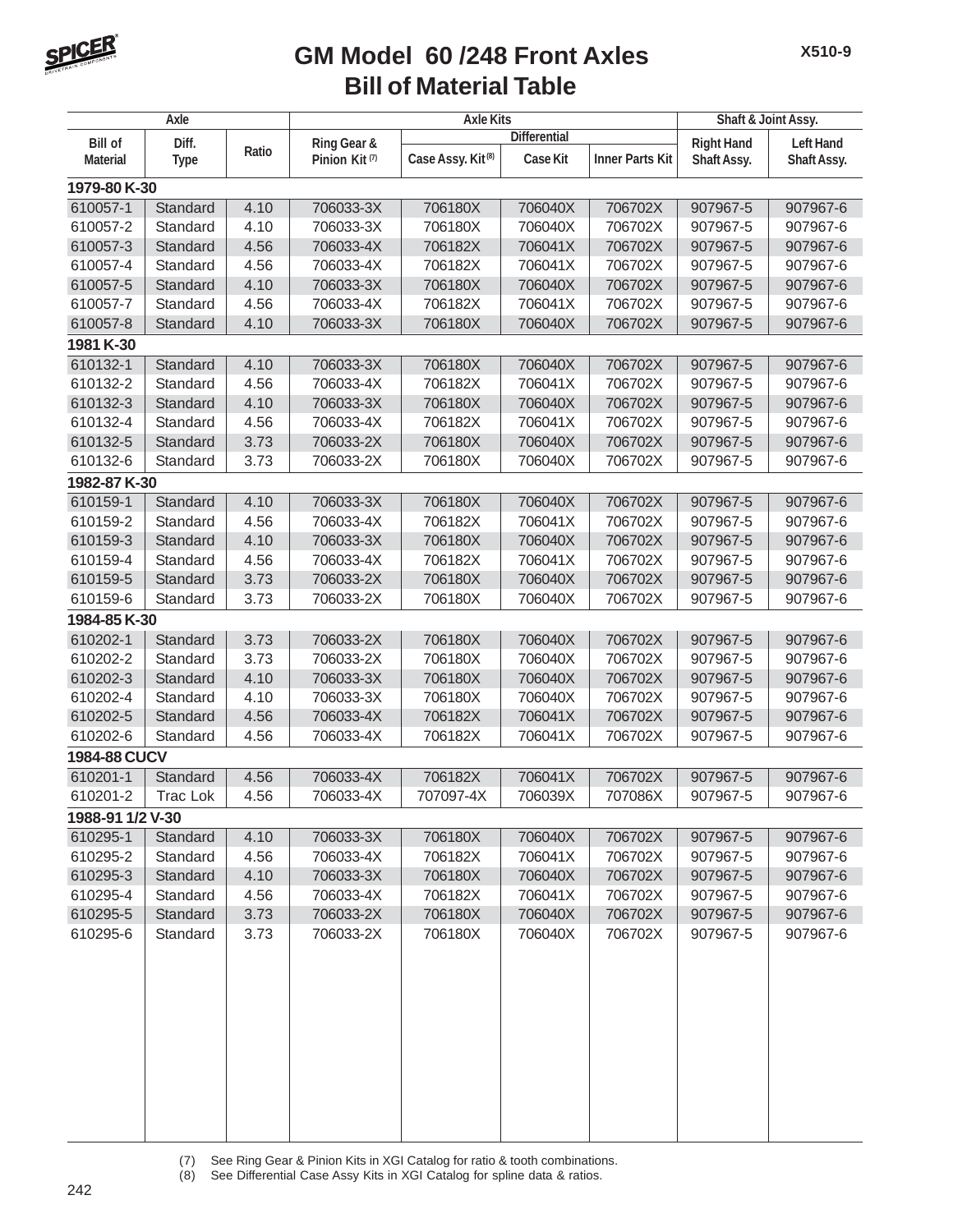# GM Model 60 /248 Front Axles
## Bill of Material Table

| Axle | | | Axle Kits | | | | Shaft & Joint Assy. | |
|---|---|---|---|---|---|---|---|---|
| | | | | Differential | | | | |
| Bill of Material | Diff. Type | Ratio | Ring Gear & Pinion Kit (7) | Case Assy. Kit (8) | Case Kit | Inner Parts Kit | Right Hand Shaft Assy. | Left Hand Shaft Assy. |
| **1979-80 K-30** | | | | | | | | |
| 610057-1 | Standard | 4.10 | 706033-3X | 706180X | 706040X | 706702X | 907967-5 | 907967-6 |
| 610057-2 | Standard | 4.10 | 706033-3X | 706180X | 706040X | 706702X | 907967-5 | 907967-6 |
| 610057-3 | Standard | 4.56 | 706033-4X | 706182X | 706041X | 706702X | 907967-5 | 907967-6 |
| 610057-4 | Standard | 4.56 | 706033-4X | 706182X | 706041X | 706702X | 907967-5 | 907967-6 |
| 610057-5 | Standard | 4.10 | 706033-3X | 706180X | 706040X | 706702X | 907967-5 | 907967-6 |
| 610057-7 | Standard | 4.56 | 706033-4X | 706182X | 706041X | 706702X | 907967-5 | 907967-6 |
| 610057-8 | Standard | 4.10 | 706033-3X | 706180X | 706040X | 706702X | 907967-5 | 907967-6 |
| **1981 K-30** | | | | | | | | |
| 610132-1 | Standard | 4.10 | 706033-3X | 706180X | 706040X | 706702X | 907967-5 | 907967-6 |
| 610132-2 | Standard | 4.56 | 706033-4X | 706182X | 706041X | 706702X | 907967-5 | 907967-6 |
| 610132-3 | Standard | 4.10 | 706033-3X | 706180X | 706040X | 706702X | 907967-5 | 907967-6 |
| 610132-4 | Standard | 4.56 | 706033-4X | 706182X | 706041X | 706702X | 907967-5 | 907967-6 |
| 610132-5 | Standard | 3.73 | 706033-2X | 706180X | 706040X | 706702X | 907967-5 | 907967-6 |
| 610132-6 | Standard | 3.73 | 706033-2X | 706180X | 706040X | 706702X | 907967-5 | 907967-6 |
| **1982-87 K-30** | | | | | | | | |
| 610159-1 | Standard | 4.10 | 706033-3X | 706180X | 706040X | 706702X | 907967-5 | 907967-6 |
| 610159-2 | Standard | 4.56 | 706033-4X | 706182X | 706041X | 706702X | 907967-5 | 907967-6 |
| 610159-3 | Standard | 4.10 | 706033-3X | 706180X | 706040X | 706702X | 907967-5 | 907967-6 |
| 610159-4 | Standard | 4.56 | 706033-4X | 706182X | 706041X | 706702X | 907967-5 | 907967-6 |
| 610159-5 | Standard | 3.73 | 706033-2X | 706180X | 706040X | 706702X | 907967-5 | 907967-6 |
| 610159-6 | Standard | 3.73 | 706033-2X | 706180X | 706040X | 706702X | 907967-5 | 907967-6 |
| **1984-85 K-30** | | | | | | | | |
| 610202-1 | Standard | 3.73 | 706033-2X | 706180X | 706040X | 706702X | 907967-5 | 907967-6 |
| 610202-2 | Standard | 3.73 | 706033-2X | 706180X | 706040X | 706702X | 907967-5 | 907967-6 |
| 610202-3 | Standard | 4.10 | 706033-3X | 706180X | 706040X | 706702X | 907967-5 | 907967-6 |
| 610202-4 | Standard | 4.10 | 706033-3X | 706180X | 706040X | 706702X | 907967-5 | 907967-6 |
| 610202-5 | Standard | 4.56 | 706033-4X | 706182X | 706041X | 706702X | 907967-5 | 907967-6 |
| 610202-6 | Standard | 4.56 | 706033-4X | 706182X | 706041X | 706702X | 907967-5 | 907967-6 |
| **1984-88 CUCV** | | | | | | | | |
| 610201-1 | Standard | 4.56 | 706033-4X | 706182X | 706041X | 706702X | 907967-5 | 907967-6 |
| 610201-2 | Trac Lok | 4.56 | 706033-4X | 707097-4X | 706039X | 707086X | 907967-5 | 907967-6 |
| **1988-91 1/2 V-30** | | | | | | | | |
| 610295-1 | Standard | 4.10 | 706033-3X | 706180X | 706040X | 706702X | 907967-5 | 907967-6 |
| 610295-2 | Standard | 4.56 | 706033-4X | 706182X | 706041X | 706702X | 907967-5 | 907967-6 |
| 610295-3 | Standard | 4.10 | 706033-3X | 706180X | 706040X | 706702X | 907967-5 | 907967-6 |
| 610295-4 | Standard | 4.56 | 706033-4X | 706182X | 706041X | 706702X | 907967-5 | 907967-6 |
| 610295-5 | Standard | 3.73 | 706033-2X | 706180X | 706040X | 706702X | 907967-5 | 907967-6 |
| 610295-6 | Standard | 3.73 | 706033-2X | 706180X | 706040X | 706702X | 907967-5 | 907967-6 |

(7) See Ring Gear & Pinion Kits in XGI Catalog for ratio & tooth combinations.
(8) See Differential Case Assy Kits in XGI Catalog for spline data & ratios.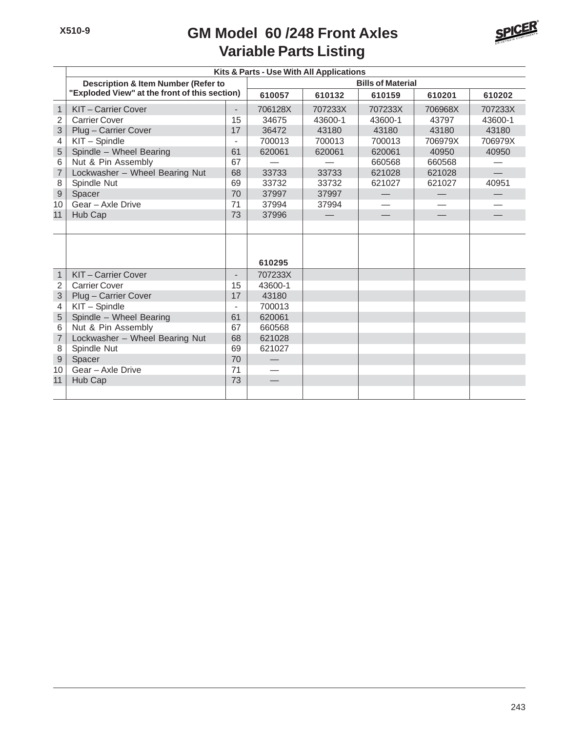# GM Model 60 /248 Front Axles
## Variable Parts Listing

| | Kits & Parts - Use With All Applications | | | | | | |
|---|---|---|---|---|---|---|---|
| | Description & Item Number (Refer to "Exploded View" at the front of this section) | | Bills of Material | | | | |
| | | | 610057 | 610132 | 610159 | 610201 | 610202 |
| 1 | KIT – Carrier Cover | - | 706128X | 707233X | 707233X | 706968X | 707233X |
| 2 | Carrier Cover | 15 | 34675 | 43600-1 | 43600-1 | 43797 | 43600-1 |
| 3 | Plug – Carrier Cover | 17 | 36472 | 43180 | 43180 | 43180 | 43180 |
| 4 | KIT – Spindle | - | 700013 | 700013 | 700013 | 706979X | 706979X |
| 5 | Spindle – Wheel Bearing | 61 | 620061 | 620061 | 620061 | 40950 | 40950 |
| 6 | Nut & Pin Assembly | 67 | — | — | 660568 | 660568 | — |
| 7 | Lockwasher – Wheel Bearing Nut | 68 | 33733 | 33733 | 621028 | 621028 | — |
| 8 | Spindle Nut | 69 | 33732 | 33732 | 621027 | 621027 | 40951 |
| 9 | Spacer | 70 | 37997 | 37997 | — | — | — |
| 10 | Gear – Axle Drive | 71 | 37994 | 37994 | — | — | — |
| 11 | Hub Cap | 73 | 37996 | — | — | — | — |
| | | | 610295 | | | | |
| 1 | KIT – Carrier Cover | - | 707233X | | | | |
| 2 | Carrier Cover | 15 | 43600-1 | | | | |
| 3 | Plug – Carrier Cover | 17 | 43180 | | | | |
| 4 | KIT – Spindle | - | 700013 | | | | |
| 5 | Spindle – Wheel Bearing | 61 | 620061 | | | | |
| 6 | Nut & Pin Assembly | 67 | 660568 | | | | |
| 7 | Lockwasher – Wheel Bearing Nut | 68 | 621028 | | | | |
| 8 | Spindle Nut | 69 | 621027 | | | | |
| 9 | Spacer | 70 | — | | | | |
| 10 | Gear – Axle Drive | 71 | — | | | | |
| 11 | Hub Cap | 73 | — | | | | |